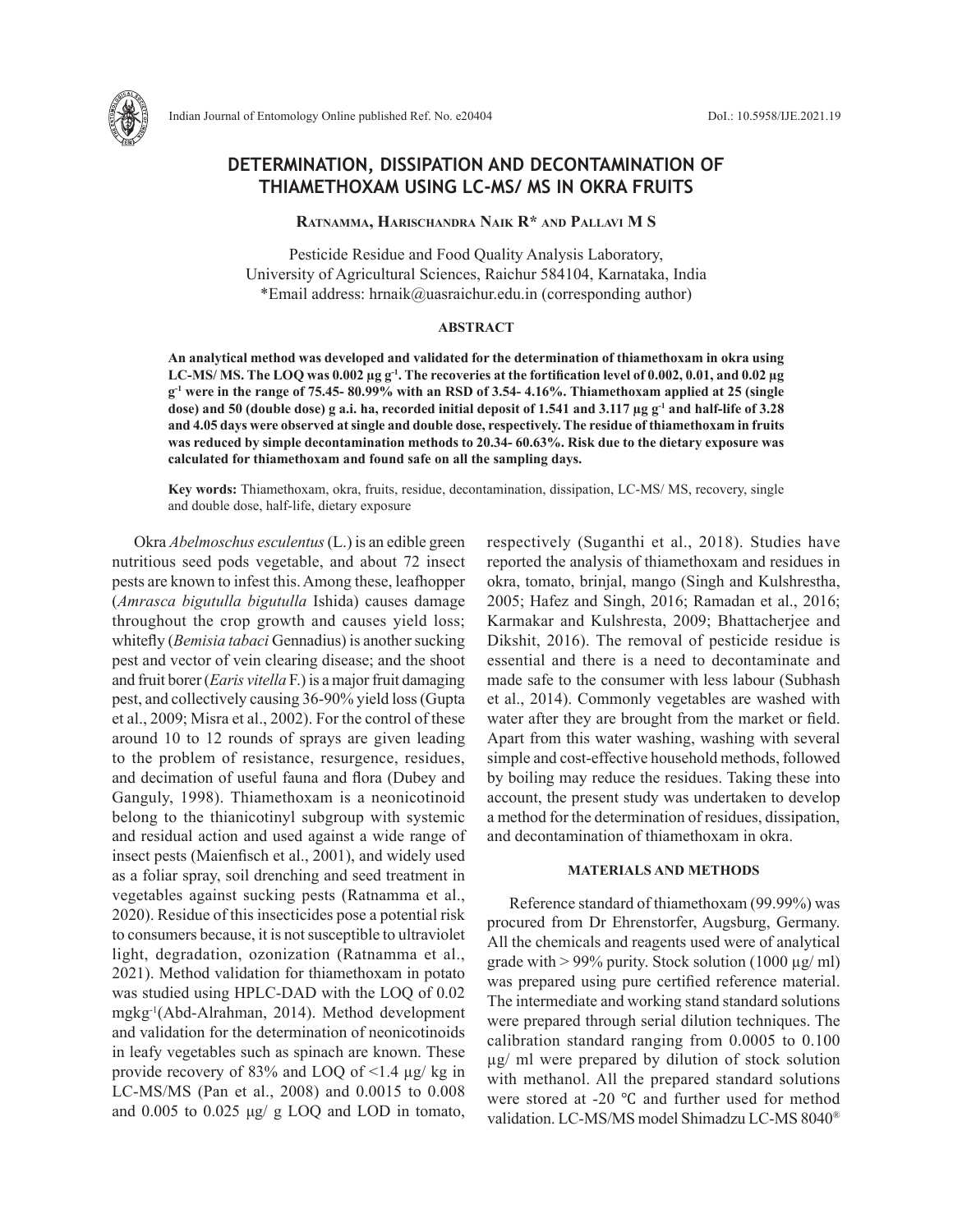# DETERMINATION, DISSIPATION AND DECONTAMINATION OF THIAMETHOXAM USING LC-MS/ MS IN OKRA FRUITS

**Ratnamma, Harischandra Naik R\* and Pallavi M S**

Pesticide Residue and Food Quality Analysis Laboratory,
University of Agricultural Sciences, Raichur 584104, Karnataka, India
\*Email address: hrnaik@uasraichur.edu.in (corresponding author)

## ABSTRACT

**An analytical method was developed and validated for the determination of thiamethoxam in okra using LC-MS/ MS. The LOQ was 0.002 µg g$^{-1}$. The recoveries at the fortification level of 0.002, 0.01, and 0.02 µg g$^{-1}$ were in the range of 75.45- 80.99% with an RSD of 3.54- 4.16%. Thiamethoxam applied at 25 (single dose) and 50 (double dose) g a.i. ha, recorded initial deposit of 1.541 and 3.117 µg g$^{-1}$ and half-life of 3.28 and 4.05 days were observed at single and double dose, respectively. The residue of thiamethoxam in fruits was reduced by simple decontamination methods to 20.34- 60.63%. Risk due to the dietary exposure was calculated for thiamethoxam and found safe on all the sampling days.**

**Key words:** Thiamethoxam, okra, fruits, residue, decontamination, dissipation, LC-MS/ MS, recovery, single and double dose, half-life, dietary exposure

Okra *Abelmoschus esculentus* (L.) is an edible green nutritious seed pods vegetable, and about 72 insect pests are known to infest this. Among these, leafhopper (*Amrasca bigutulla bigutulla* Ishida) causes damage throughout the crop growth and causes yield loss; whitefly (*Bemisia tabaci* Gennadius) is another sucking pest and vector of vein clearing disease; and the shoot and fruit borer (*Earis vitella* F.) is a major fruit damaging pest, and collectively causing 36-90% yield loss (Gupta et al., 2009; Misra et al., 2002). For the control of these around 10 to 12 rounds of sprays are given leading to the problem of resistance, resurgence, residues, and decimation of useful fauna and flora (Dubey and Ganguly, 1998). Thiamethoxam is a neonicotinoid belong to the thianicotinyl subgroup with systemic and residual action and used against a wide range of insect pests (Maienfisch et al., 2001), and widely used as a foliar spray, soil drenching and seed treatment in vegetables against sucking pests (Ratnamma et al., 2020). Residue of this insecticides pose a potential risk to consumers because, it is not susceptible to ultraviolet light, degradation, ozonization (Ratnamma et al., 2021). Method validation for thiamethoxam in potato was studied using HPLC-DAD with the LOQ of 0.02 mgkg$^{-1}$(Abd-Alrahman, 2014). Method development and validation for the determination of neonicotinoids in leafy vegetables such as spinach are known. These provide recovery of 83% and LOQ of <1.4 µg/ kg in LC-MS/MS (Pan et al., 2008) and 0.0015 to 0.008 and 0.005 to 0.025 µg/ g LOQ and LOD in tomato, respectively (Suganthi et al., 2018). Studies have reported the analysis of thiamethoxam and residues in okra, tomato, brinjal, mango (Singh and Kulshrestha, 2005; Hafez and Singh, 2016; Ramadan et al., 2016; Karmakar and Kulshresta, 2009; Bhattacherjee and Dikshit, 2016). The removal of pesticide residue is essential and there is a need to decontaminate and made safe to the consumer with less labour (Subhash et al., 2014). Commonly vegetables are washed with water after they are brought from the market or field. Apart from this water washing, washing with several simple and cost-effective household methods, followed by boiling may reduce the residues. Taking these into account, the present study was undertaken to develop a method for the determination of residues, dissipation, and decontamination of thiamethoxam in okra.

## MATERIALS AND METHODS

Reference standard of thiamethoxam (99.99%) was procured from Dr Ehrenstorfer, Augsburg, Germany. All the chemicals and reagents used were of analytical grade with > 99% purity. Stock solution (1000 µg/ ml) was prepared using pure certified reference material. The intermediate and working stand standard solutions were prepared through serial dilution techniques. The calibration standard ranging from 0.0005 to 0.100 µg/ ml were prepared by dilution of stock solution with methanol. All the prepared standard solutions were stored at -20 ℃ and further used for method validation. LC-MS/MS model Shimadzu LC-MS 8040®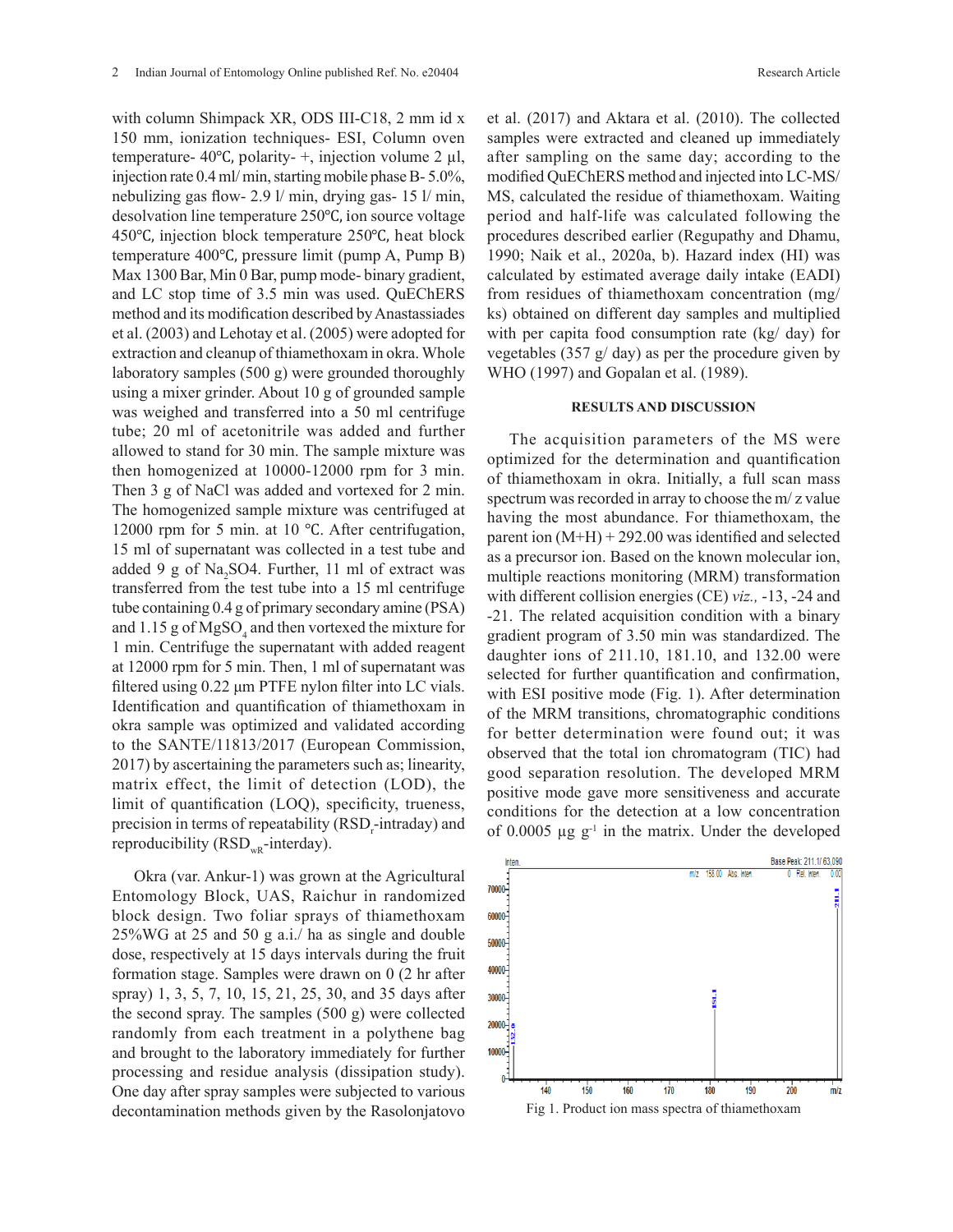with column Shimpack XR, ODS III-C18, 2 mm id x 150 mm, ionization techniques- ESI, Column oven temperature- 40℃, polarity- +, injection volume 2 µl, injection rate 0.4 ml/ min, starting mobile phase B- 5.0%, nebulizing gas flow- 2.9 l/ min, drying gas- 15 l/ min, desolvation line temperature 250℃, ion source voltage 450℃, injection block temperature 250℃, heat block temperature 400℃, pressure limit (pump A, Pump B) Max 1300 Bar, Min 0 Bar, pump mode- binary gradient, and LC stop time of 3.5 min was used. QuEChERS method and its modification described by Anastassiades et al. (2003) and Lehotay et al. (2005) were adopted for extraction and cleanup of thiamethoxam in okra. Whole laboratory samples (500 g) were grounded thoroughly using a mixer grinder. About 10 g of grounded sample was weighed and transferred into a 50 ml centrifuge tube; 20 ml of acetonitrile was added and further allowed to stand for 30 min. The sample mixture was then homogenized at 10000-12000 rpm for 3 min. Then 3 g of NaCl was added and vortexed for 2 min. The homogenized sample mixture was centrifuged at 12000 rpm for 5 min. at 10 ℃. After centrifugation, 15 ml of supernatant was collected in a test tube and added 9 g of $Na_2SO4$. Further, 11 ml of extract was transferred from the test tube into a 15 ml centrifuge tube containing 0.4 g of primary secondary amine (PSA) and 1.15 g of $MgSO_4$ and then vortexed the mixture for 1 min. Centrifuge the supernatant with added reagent at 12000 rpm for 5 min. Then, 1 ml of supernatant was filtered using 0.22 µm PTFE nylon filter into LC vials. Identification and quantification of thiamethoxam in okra sample was optimized and validated according to the SANTE/11813/2017 (European Commission, 2017) by ascertaining the parameters such as; linearity, matrix effect, the limit of detection (LOD), the limit of quantification (LOQ), specificity, trueness, precision in terms of repeatability ($RSD_r$-intraday) and reproducibility ($RSD_{wR}$-interday).

Okra (var. Ankur-1) was grown at the Agricultural Entomology Block, UAS, Raichur in randomized block design. Two foliar sprays of thiamethoxam 25%WG at 25 and 50 g a.i./ ha as single and double dose, respectively at 15 days intervals during the fruit formation stage. Samples were drawn on 0 (2 hr after spray) 1, 3, 5, 7, 10, 15, 21, 25, 30, and 35 days after the second spray. The samples (500 g) were collected randomly from each treatment in a polythene bag and brought to the laboratory immediately for further processing and residue analysis (dissipation study). One day after spray samples were subjected to various decontamination methods given by the Rasolonjatovo et al. (2017) and Aktara et al. (2010). The collected samples were extracted and cleaned up immediately after sampling on the same day; according to the modified QuEChERS method and injected into LC-MS/MS, calculated the residue of thiamethoxam. Waiting period and half-life was calculated following the procedures described earlier (Regupathy and Dhamu, 1990; Naik et al., 2020a, b). Hazard index (HI) was calculated by estimated average daily intake (EADI) from residues of thiamethoxam concentration (mg/ks) obtained on different day samples and multiplied with per capita food consumption rate (kg/ day) for vegetables (357 g/ day) as per the procedure given by WHO (1997) and Gopalan et al. (1989).

## RESULTS AND DISCUSSION

The acquisition parameters of the MS were optimized for the determination and quantification of thiamethoxam in okra. Initially, a full scan mass spectrum was recorded in array to choose the m/ z value having the most abundance. For thiamethoxam, the parent ion (M+H) + 292.00 was identified and selected as a precursor ion. Based on the known molecular ion, multiple reactions monitoring (MRM) transformation with different collision energies (CE) *viz.,* -13, -24 and -21. The related acquisition condition with a binary gradient program of 3.50 min was standardized. The daughter ions of 211.10, 181.10, and 132.00 were selected for further quantification and confirmation, with ESI positive mode (Fig. 1). After determination of the MRM transitions, chromatographic conditions for better determination were found out; it was observed that the total ion chromatogram (TIC) had good separation resolution. The developed MRM positive mode gave more sensitiveness and accurate conditions for the detection at a low concentration of 0.0005 µg $g^{-1}$ in the matrix. Under the developed

Fig 1. Product ion mass spectra of thiamethoxam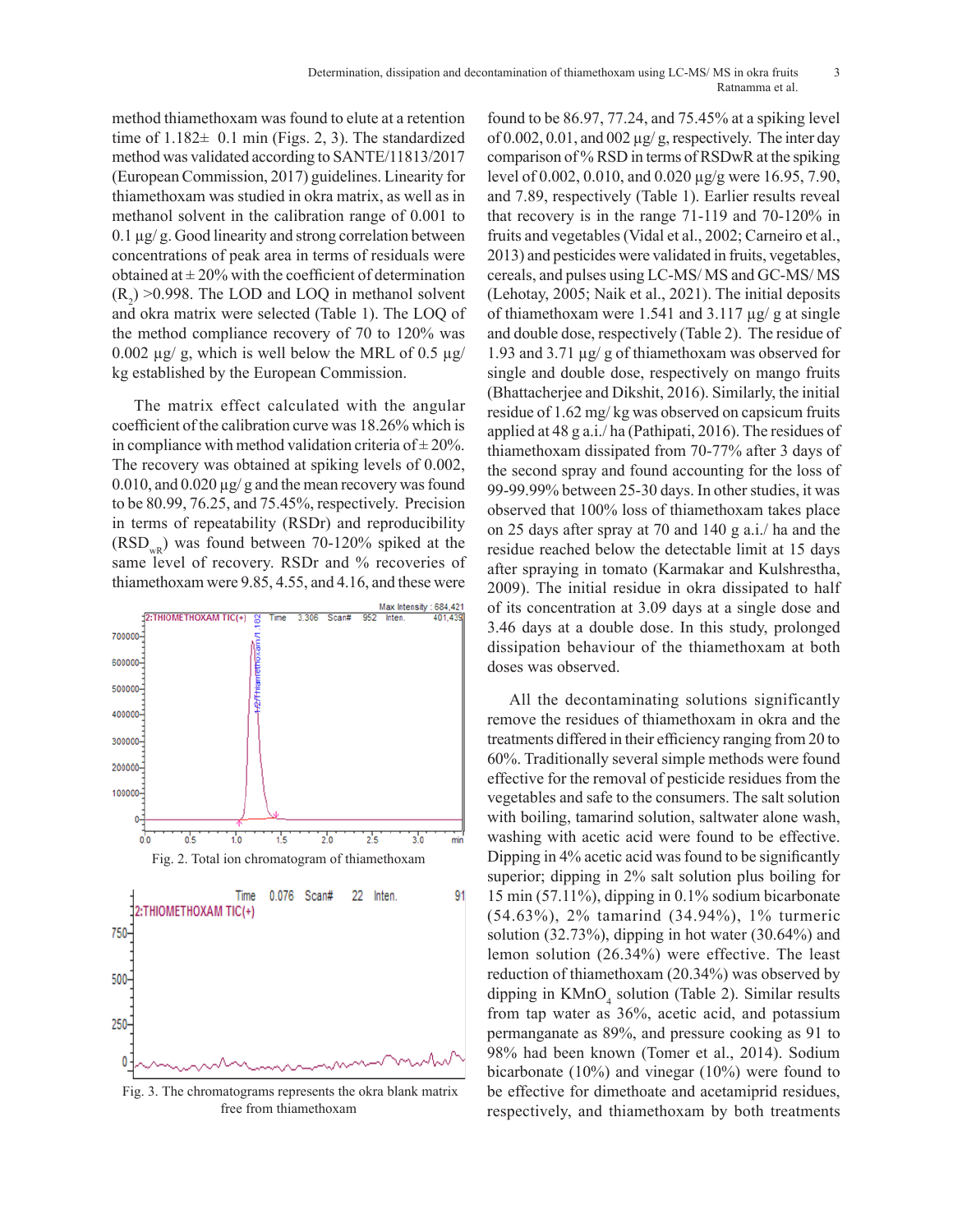method thiamethoxam was found to elute at a retention time of 1.182± 0.1 min (Figs. 2, 3). The standardized method was validated according to SANTE/11813/2017 (European Commission, 2017) guidelines. Linearity for thiamethoxam was studied in okra matrix, as well as in methanol solvent in the calibration range of 0.001 to 0.1 µg/ g. Good linearity and strong correlation between concentrations of peak area in terms of residuals were obtained at ± 20% with the coefficient of determination ($R_2$) >0.998. The LOD and LOQ in methanol solvent and okra matrix were selected (Table 1). The LOQ of the method compliance recovery of 70 to 120% was 0.002 µg/ g, which is well below the MRL of 0.5 µg/ kg established by the European Commission.

The matrix effect calculated with the angular coefficient of the calibration curve was 18.26% which is in compliance with method validation criteria of ± 20%. The recovery was obtained at spiking levels of 0.002, 0.010, and 0.020 µg/ g and the mean recovery was found to be 80.99, 76.25, and 75.45%, respectively. Precision in terms of repeatability (RSDr) and reproducibility ($RSD_{wR}$) was found between 70-120% spiked at the same level of recovery. RSDr and % recoveries of thiamethoxam were 9.85, 4.55, and 4.16, and these were found to be 86.97, 77.24, and 75.45% at a spiking level of 0.002, 0.01, and 002 µg/ g, respectively. The inter day comparison of % RSD in terms of RSDwR at the spiking level of 0.002, 0.010, and 0.020 µg/g were 16.95, 7.90, and 7.89, respectively (Table 1). Earlier results reveal that recovery is in the range 71-119 and 70-120% in fruits and vegetables (Vidal et al., 2002; Carneiro et al., 2013) and pesticides were validated in fruits, vegetables, cereals, and pulses using LC-MS/ MS and GC-MS/ MS (Lehotay, 2005; Naik et al., 2021). The initial deposits of thiamethoxam were 1.541 and 3.117 µg/ g at single and double dose, respectively (Table 2). The residue of 1.93 and 3.71 µg/ g of thiamethoxam was observed for single and double dose, respectively on mango fruits (Bhattacherjee and Dikshit, 2016). Similarly, the initial residue of 1.62 mg/ kg was observed on capsicum fruits applied at 48 g a.i./ ha (Pathipati, 2016). The residues of thiamethoxam dissipated from 70-77% after 3 days of the second spray and found accounting for the loss of 99-99.99% between 25-30 days. In other studies, it was observed that 100% loss of thiamethoxam takes place on 25 days after spray at 70 and 140 g a.i./ ha and the residue reached below the detectable limit at 15 days after spraying in tomato (Karmakar and Kulshrestha, 2009). The initial residue in okra dissipated to half of its concentration at 3.09 days at a single dose and 3.46 days at a double dose. In this study, prolonged dissipation behaviour of the thiamethoxam at both doses was observed.

Fig. 2. Total ion chromatogram of thiamethoxam

Fig. 3. The chromatograms represents the okra blank matrix free from thiamethoxam

All the decontaminating solutions significantly remove the residues of thiamethoxam in okra and the treatments differed in their efficiency ranging from 20 to 60%. Traditionally several simple methods were found effective for the removal of pesticide residues from the vegetables and safe to the consumers. The salt solution with boiling, tamarind solution, saltwater alone wash, washing with acetic acid were found to be effective. Dipping in 4% acetic acid was found to be significantly superior; dipping in 2% salt solution plus boiling for 15 min (57.11%), dipping in 0.1% sodium bicarbonate (54.63%), 2% tamarind (34.94%), 1% turmeric solution (32.73%), dipping in hot water (30.64%) and lemon solution (26.34%) were effective. The least reduction of thiamethoxam (20.34%) was observed by dipping in $KMnO_4$ solution (Table 2). Similar results from tap water as 36%, acetic acid, and potassium permanganate as 89%, and pressure cooking as 91 to 98% had been known (Tomer et al., 2014). Sodium bicarbonate (10%) and vinegar (10%) were found to be effective for dimethoate and acetamiprid residues, respectively, and thiamethoxam by both treatments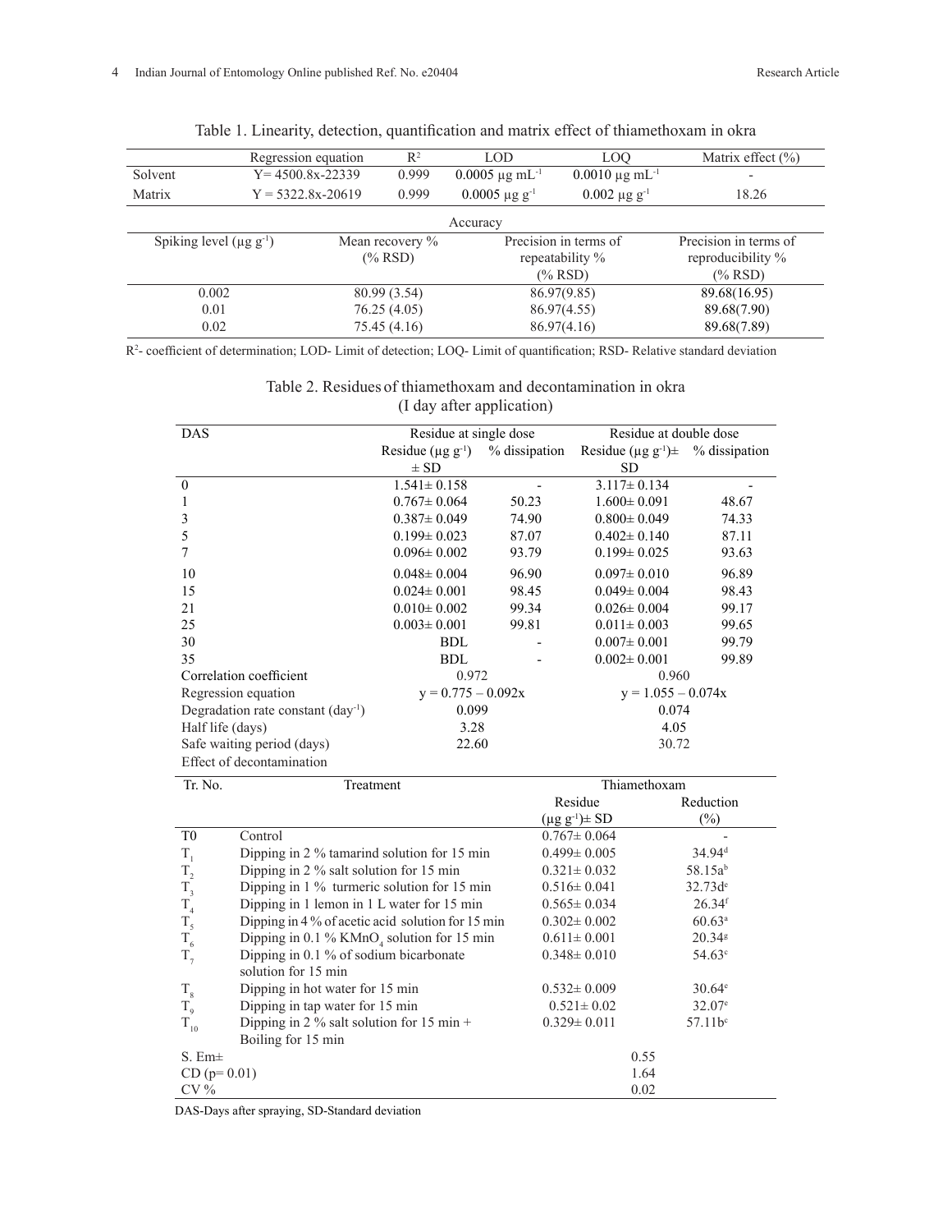Table 1. Linearity, detection, quantification and matrix effect of thiamethoxam in okra

| | Regression equation | $R^2$ | LOD | LOQ | Matrix effect (%) |
|---|---|---|---|---|---|
| Solvent | Y= 4500.8x-22339 | 0.999 | 0.0005 µg $mL^{-1}$ | 0.0010 µg $mL^{-1}$ | - |
| Matrix | Y = 5322.8x-20619 | 0.999 | 0.0005 µg $g^{-1}$ | 0.002 µg $g^{-1}$ | 18.26 |

Accuracy

| Spiking level (µg $g^{-1}$) | Mean recovery % (% RSD) | Precision in terms of repeatability % (% RSD) | Precision in terms of reproducibility % (% RSD) |
|---|---|---|---|
| 0.002 | 80.99 (3.54) | 86.97(9.85) | 89.68(16.95) |
| 0.01 | 76.25 (4.05) | 86.97(4.55) | 89.68(7.90) |
| 0.02 | 75.45 (4.16) | 86.97(4.16) | 89.68(7.89) |

$R^2$- coefficient of determination; LOD- Limit of detection; LOQ- Limit of quantification; RSD- Relative standard deviation

Table 2. Residues of thiamethoxam and decontamination in okra (I day after application)

| DAS | Residue at single dose | | Residue at double dose | |
|---|---|---|---|---|
| | Residue (µg $g^{-1}$) ± SD | % dissipation | Residue (µg $g^{-1}$)± SD | % dissipation |
| 0 | 1.541± 0.158 | - | 3.117± 0.134 | - |
| 1 | 0.767± 0.064 | 50.23 | 1.600± 0.091 | 48.67 |
| 3 | 0.387± 0.049 | 74.90 | 0.800± 0.049 | 74.33 |
| 5 | 0.199± 0.023 | 87.07 | 0.402± 0.140 | 87.11 |
| 7 | 0.096± 0.002 | 93.79 | 0.199± 0.025 | 93.63 |
| 10 | 0.048± 0.004 | 96.90 | 0.097± 0.010 | 96.89 |
| 15 | 0.024± 0.001 | 98.45 | 0.049± 0.004 | 98.43 |
| 21 | 0.010± 0.002 | 99.34 | 0.026± 0.004 | 99.17 |
| 25 | 0.003± 0.001 | 99.81 | 0.011± 0.003 | 99.65 |
| 30 | BDL | - | 0.007± 0.001 | 99.79 |
| 35 | BDL | - | 0.002± 0.001 | 99.89 |
| Correlation coefficient | 0.972 | | 0.960 | |
| Regression equation | y = 0.775 – 0.092x | | y = 1.055 – 0.074x | |
| Degradation rate constant ($day^{-1}$) | 0.099 | | 0.074 | |
| Half life (days) | 3.28 | | 4.05 | |
| Safe waiting period (days) | 22.60 | | 30.72 | |

Effect of decontamination

| Tr. No. | Treatment | Thiamethoxam Residue (µg $g^{-1}$)± SD | Thiamethoxam Reduction (%) |
|---|---|---|---|
| T0 | Control | 0.767± 0.064 | - |
| $T_1$ | Dipping in 2 % tamarind solution for 15 min | 0.499± 0.005 | 34.94[d] |
| $T_2$ | Dipping in 2 % salt solution for 15 min | 0.321± 0.032 | 58.15a[b] |
| $T_3$ | Dipping in 1 % turmeric solution for 15 min | 0.516± 0.041 | 32.73d[e] |
| $T_4$ | Dipping in 1 lemon in 1 L water for 15 min | 0.565± 0.034 | 26.34[f] |
| $T_5$ | Dipping in 4 % of acetic acid solution for 15 min | 0.302± 0.002 | 60.63[a] |
| $T_6$ | Dipping in 0.1 % $KMnO_4$ solution for 15 min | 0.611± 0.001 | 20.34[g] |
| $T_7$ | Dipping in 0.1 % of sodium bicarbonate solution for 15 min | 0.348± 0.010 | 54.63[c] |
| $T_8$ | Dipping in hot water for 15 min | 0.532± 0.009 | 30.64[e] |
| $T_9$ | Dipping in tap water for 15 min | 0.521± 0.02 | 32.07[e] |
| $T_{10}$ | Dipping in 2 % salt solution for 15 min + Boiling for 15 min | 0.329± 0.011 | 57.11b[c] |
| S. Em± | | 0.55 | |
| CD (p= 0.01) | | 1.64 | |
| CV % | | 0.02 | |

DAS-Days after spraying, SD-Standard deviation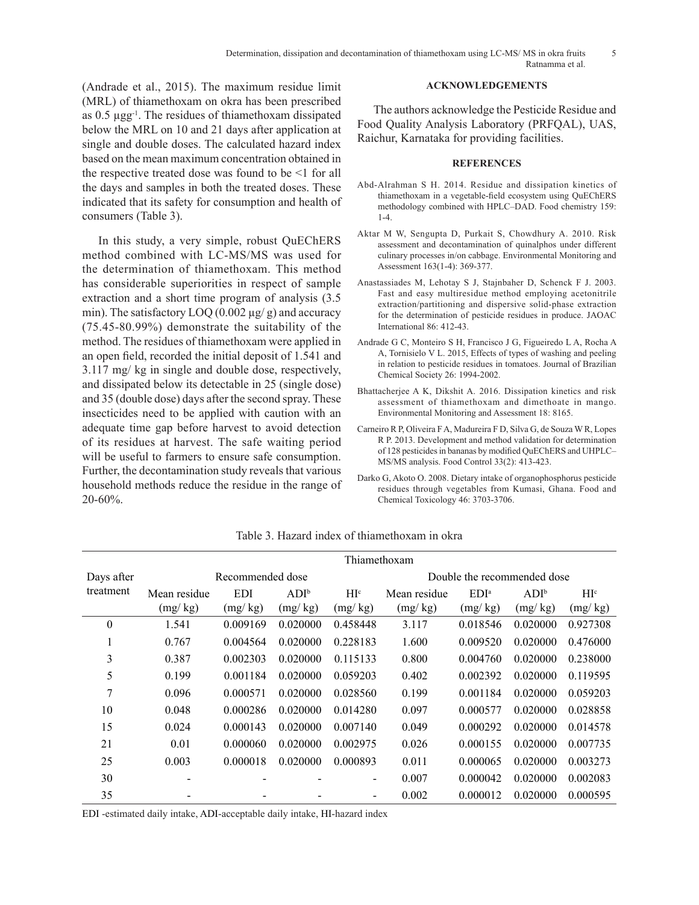(Andrade et al., 2015). The maximum residue limit (MRL) of thiamethoxam on okra has been prescribed as 0.5 $\mu gg^{-1}$. The residues of thiamethoxam dissipated below the MRL on 10 and 21 days after application at single and double doses. The calculated hazard index based on the mean maximum concentration obtained in the respective treated dose was found to be <1 for all the days and samples in both the treated doses. These indicated that its safety for consumption and health of consumers (Table 3).

In this study, a very simple, robust QuEChERS method combined with LC-MS/MS was used for the determination of thiamethoxam. This method has considerable superiorities in respect of sample extraction and a short time program of analysis (3.5 min). The satisfactory LOQ (0.002 µg/ g) and accuracy (75.45-80.99%) demonstrate the suitability of the method. The residues of thiamethoxam were applied in an open field, recorded the initial deposit of 1.541 and 3.117 mg/ kg in single and double dose, respectively, and dissipated below its detectable in 25 (single dose) and 35 (double dose) days after the second spray. These insecticides need to be applied with caution with an adequate time gap before harvest to avoid detection of its residues at harvest. The safe waiting period will be useful to farmers to ensure safe consumption. Further, the decontamination study reveals that various household methods reduce the residue in the range of 20-60%.

## ACKNOWLEDGEMENTS

The authors acknowledge the Pesticide Residue and Food Quality Analysis Laboratory (PRFQAL), UAS, Raichur, Karnataka for providing facilities.

## REFERENCES

Abd-Alrahman S H. 2014. Residue and dissipation kinetics of thiamethoxam in a vegetable-field ecosystem using QuEChERS methodology combined with HPLC–DAD. Food chemistry 159: 1-4.

Aktar M W, Sengupta D, Purkait S, Chowdhury A. 2010. Risk assessment and decontamination of quinalphos under different culinary processes in/on cabbage. Environmental Monitoring and Assessment 163(1-4): 369-377.

Anastassiades M, Lehotay S J, Stajnbaher D, Schenck F J. 2003. Fast and easy multiresidue method employing acetonitrile extraction/partitioning and dispersive solid-phase extraction for the determination of pesticide residues in produce. JAOAC International 86: 412-43.

Andrade G C, Monteiro S H, Francisco J G, Figueiredo L A, Rocha A A, Tornisielo V L. 2015, Effects of types of washing and peeling in relation to pesticide residues in tomatoes. Journal of Brazilian Chemical Society 26: 1994-2002.

Bhattacherjee A K, Dikshit A. 2016. Dissipation kinetics and risk assessment of thiamethoxam and dimethoate in mango. Environmental Monitoring and Assessment 18: 8165.

Carneiro R P, Oliveira F A, Madureira F D, Silva G, de Souza W R, Lopes R P. 2013. Development and method validation for determination of 128 pesticides in bananas by modified QuEChERS and UHPLC–MS/MS analysis. Food Control 33(2): 413-423.

Darko G, Akoto O. 2008. Dietary intake of organophosphorus pesticide residues through vegetables from Kumasi, Ghana. Food and Chemical Toxicology 46: 3703-3706.

Table 3. Hazard index of thiamethoxam in okra

| Days after treatment | Thiamethoxam | | | | | | | |
|---|---|---|---|---|---|---|---|---|
| | Recommended dose | | | | Double the recommended dose | | | |
| | Mean residue (mg/ kg) | EDI (mg/ kg) | ADI[b] (mg/ kg) | HI[c] (mg/ kg) | Mean residue (mg/ kg) | EDI[a] (mg/ kg) | ADI[b] (mg/ kg) | HI[c] (mg/ kg) |
| 0 | 1.541 | 0.009169 | 0.020000 | 0.458448 | 3.117 | 0.018546 | 0.020000 | 0.927308 |
| 1 | 0.767 | 0.004564 | 0.020000 | 0.228183 | 1.600 | 0.009520 | 0.020000 | 0.476000 |
| 3 | 0.387 | 0.002303 | 0.020000 | 0.115133 | 0.800 | 0.004760 | 0.020000 | 0.238000 |
| 5 | 0.199 | 0.001184 | 0.020000 | 0.059203 | 0.402 | 0.002392 | 0.020000 | 0.119595 |
| 7 | 0.096 | 0.000571 | 0.020000 | 0.028560 | 0.199 | 0.001184 | 0.020000 | 0.059203 |
| 10 | 0.048 | 0.000286 | 0.020000 | 0.014280 | 0.097 | 0.000577 | 0.020000 | 0.028858 |
| 15 | 0.024 | 0.000143 | 0.020000 | 0.007140 | 0.049 | 0.000292 | 0.020000 | 0.014578 |
| 21 | 0.01 | 0.000060 | 0.020000 | 0.002975 | 0.026 | 0.000155 | 0.020000 | 0.007735 |
| 25 | 0.003 | 0.000018 | 0.020000 | 0.000893 | 0.011 | 0.000065 | 0.020000 | 0.003273 |
| 30 | - | - | - | - | 0.007 | 0.000042 | 0.020000 | 0.002083 |
| 35 | - | - | - | - | 0.002 | 0.000012 | 0.020000 | 0.000595 |

EDI -estimated daily intake, ADI-acceptable daily intake, HI-hazard index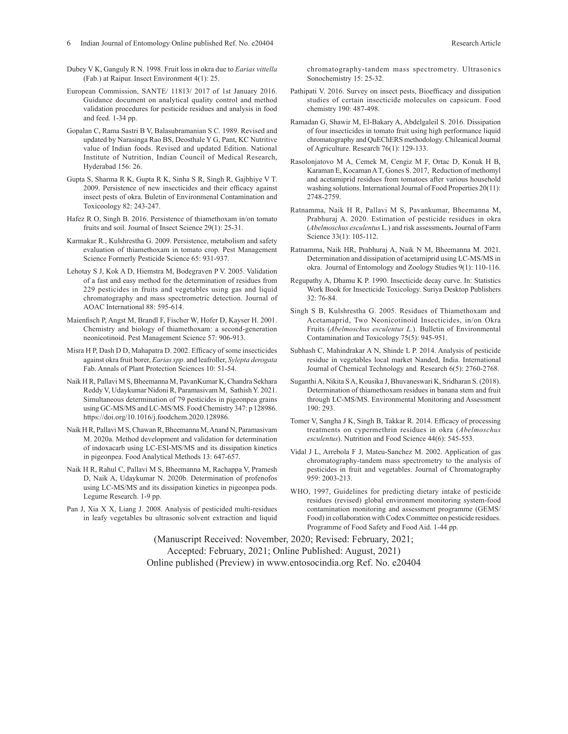Dubey V K, Ganguly R N. 1998. Fruit loss in okra due to *Earias vittella* (Fab.) at Raipur. Insect Environment 4(1): 25.

European Commission, SANTE/ 11813/ 2017 of 1st January 2016. Guidance document on analytical quality control and method validation procedures for pesticide residues and analysis in food and feed. 1-34 pp.

Gopalan C, Rama Sastri B V, Balasubramanian S C. 1989. Revised and updated by Narasinga Rao BS, Deosthale Y G, Pant, KC Nutritive value of Indian foods. Revised and updated Edition. National Institute of Nutrition, Indian Council of Medical Research, Hyderabad 156: 26.

Gupta S, Sharma R K, Gupta R K, Sinha S R, Singh R, Gajbhiye V T. 2009. Persistence of new insecticides and their efficacy against insect pests of okra. Buletin of Environmenal Contamination and Toxicoology 82: 243-247.

Hafez R O, Singh B. 2016. Persistence of thiamethoxam in/on tomato fruits and soil. Journal of Insect Science 29(1): 25-31.

Karmakar R., Kulshrestha G. 2009. Persistence, metabolism and safety evaluation of thiamethoxam in tomato crop. Pest Management Science Formerly Pesticide Science 65: 931-937.

Lehotay S J, Kok A D, Hiemstra M, Bodegraven P V. 2005. Validation of a fast and easy method for the determination of residues from 229 pesticides in fruits and vegetables using gas and liquid chromatography and mass spectrometric detection. Journal of AOAC International 88: 595-614.

Maienfisch P, Angst M, Brandl F, Fischer W, Hofer D, Kayser H. 2001. Chemistry and biology of thiamethoxam: a second-generation neonicotinoid. Pest Management Science 57: 906-913.

Misra H P, Dash D D, Mahapatra D. 2002. Efficacy of some insecticides against okra fruit borer, *Earias spp*. and leafroller, *Sylepta derogata* Fab. Annals of Plant Protection Sciences 10: 51-54.

Naik H R, Pallavi M S, Bheemanna M, PavanKumar K, Chandra Sekhara Reddy V, Udaykumar Nidoni R, Paramasivam M, Sathish Y. 2021. Simultaneous determination of 79 pesticides in pigeonpea grains using GC-MS/MS and LC-MS/MS. Food Chemistry 347: p 128986. https://doi.org/10.1016/j.foodchem.2020.128986.

Naik H R, Pallavi M S, Chawan R, Bheemanna M, Anand N, Paramasivam M. 2020a. Method development and validation for determination of indoxacarb using LC-ESI-MS/MS and its dissipation kinetics in pigeonpea. Food Analytical Methods 13: 647-657.

Naik H R, Rahul C, Pallavi M S, Bheemanna M, Rachappa V, Pramesh D, Naik A, Udaykumar N. 2020b. Determination of profenofos using LC-MS/MS and its dissipation kinetics in pigeonpea pods. Legume Research. 1-9 pp.

Pan J, Xia X X, Liang J. 2008. Analysis of pesticided multi-residues in leafy vegetables bu ultrasonic solvent extraction and liquid chromatography-tandem mass spectrometry. Ultrasonics Sonochemistry 15: 25-32.

Pathipati V. 2016. Survey on insect pests, Bioefficacy and dissipation studies of certain insecticide molecules on capsicum. Food chemistry 190: 487-498.

Ramadan G, Shawir M, El-Bakary A, Abdelgaleil S. 2016. Dissipation of four insecticides in tomato fruit using high performance liquid chromatography and QuEChERS methodology. Chileanical Journal of Agriculture. Research 76(1): 129-133.

Rasolonjatovo M A, Cemek M, Cengiz M F, Ortac D, Konuk H B, Karaman E, Kocaman A T, Gones S. 2017, Reduction of methomyl and acetamiprid residues from tomatoes after various household washing solutions. International Journal of Food Properties 20(11): 2748-2759.

Ratnamma, Naik H R, Pallavi M S, Pavankumar, Bheemanna M, Prabhuraj A. 2020. Estimation of pesticide residues in okra (*Abelmoschus esculentus* L.) and risk assessments**.** Journal of Farm Science 33(1): 105-112.

Ratnamma, Naik HR, Prabhuraj A, Naik N M, Bheemanna M. 2021. Determination and dissipation of acetamiprid using LC-MS/MS in okra. Journal of Entomology and Zoology Studies 9(1): 110-116.

Regupathy A, Dhamu K P. 1990. Insecticide decay curve. In: Statistics Work Book for Insecticide Toxicology. Suriya Desktop Publishers 32: 76-84.

Singh S B, Kulshrestha G. 2005. Residues of Thiamethoxam and Acetamaprid, Two Neonicotinoid Insecticides, in/on Okra Fruits (*Abelmoschus esculentus L.*). Bulletin of Environmental Contamination and Toxicology 75(5): 945-951.

Subhash C, Mahindrakar A N, Shinde L P. 2014. Analysis of pesticide residue in vegetables local market Nanded, India. International Journal of Chemical Technology and. Research 6(5): 2760-2768.

Suganthi A, Nikita S A, Kousika J, Bhuvaneswari K, Sridharan S. (2018). Determination of thiamethoxam residues in banana stem and fruit through LC-MS/MS. Environmental Monitoring and Assessment 190: 293.

Tomer V, Sangha J K, Singh B, Takkar R. 2014. Efficacy of processing treatments on cypermethrin residues in okra (*Abelmoschus esculentus*). Nutrition and Food Science 44(6): 545-553.

Vidal J L, Arrebola F J, Mateu-Sanchez M. 2002. Application of gas chromatography-tandem mass spectrometry to the analysis of pesticides in fruit and vegetables. Journal of Chromatography 959: 2003-213.

WHO, 1997, Guidelines for predicting dietary intake of pesticide residues (revised) global environment monitoring system-food contamination monitoring and assessment programme (GEMS/ Food) in collaboration with Codex Committee on pesticide residues. Programme of Food Safety and Food Aid. 1-44 pp.

(Manuscript Received: November, 2020; Revised: February, 2021;
Accepted: February, 2021; Online Published: August, 2021)
Online published (Preview) in www.entosocindia.org Ref. No. e20404